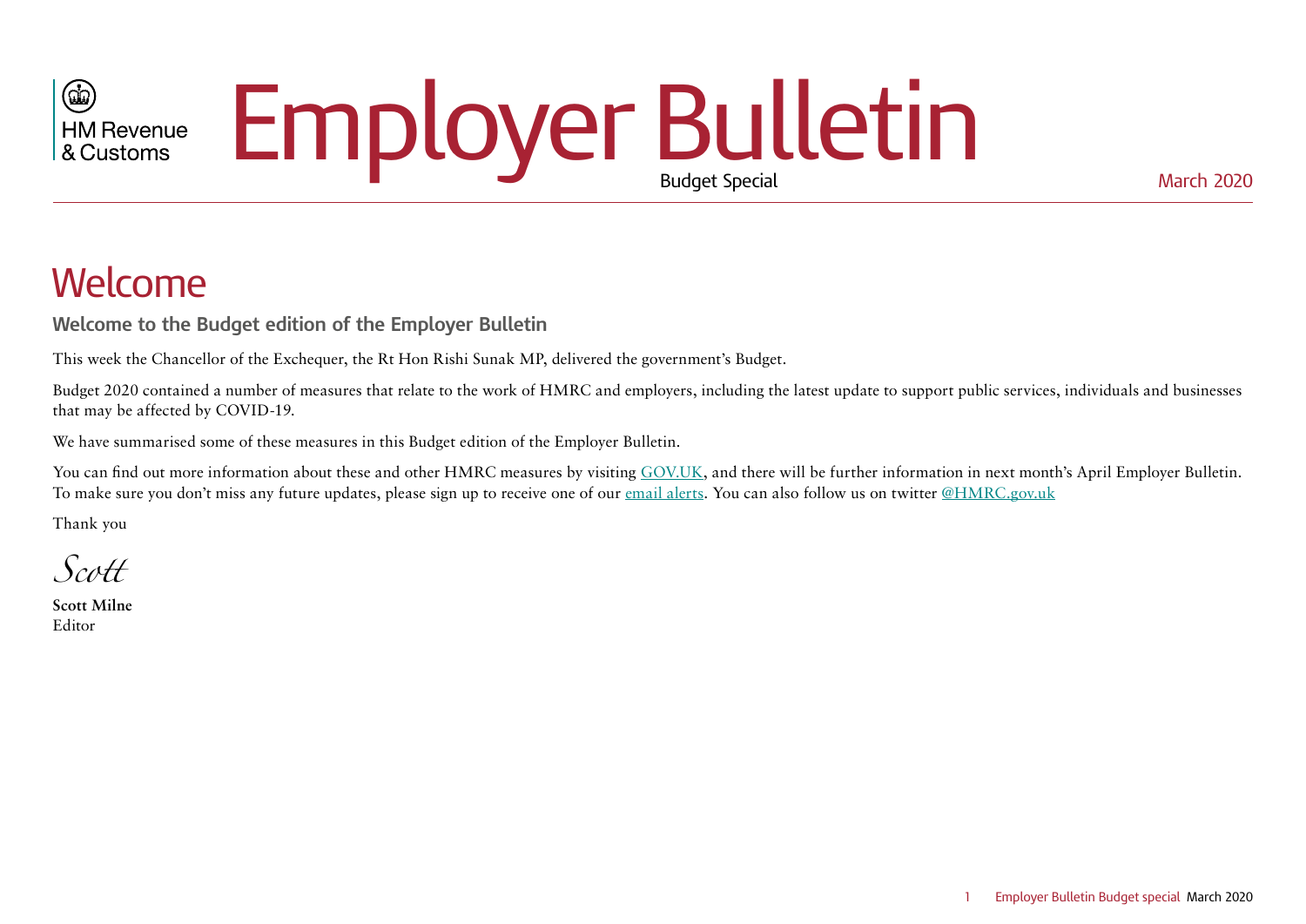HM Revenue & Customs

# Employer Bulletin

Budget Special

March 2020

## Welcome

### Welcome to the Budget edition of the Employer Bulletin

This week the Chancellor of the Exchequer, the Rt Hon Rishi Sunak MP, delivered the government's Budget.

Budget 2020 contained a number of measures that relate to the work of HMRC and employers, including the latest update to support public services, individuals and businesses that may be affected by COVID-19.

We have summarised some of these measures in this Budget edition of the Employer Bulletin.

You can find out more information about these and other HMRC measures by visiting GOV.UK, and there will be further information in next month's April Employer Bulletin. To make sure you don't miss any future updates, please sign up to receive one of our email alerts. You can also follow us on twitter @HMRC.gov.uk

Thank you

*Scott*

**Scott Milne**
Editor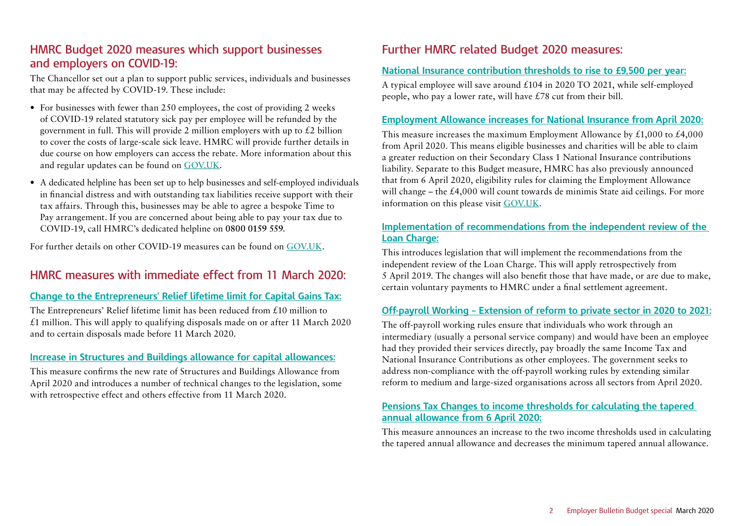## HMRC Budget 2020 measures which support businesses and employers on COVID-19:

The Chancellor set out a plan to support public services, individuals and businesses that may be affected by COVID-19. These include:

- For businesses with fewer than 250 employees, the cost of providing 2 weeks of COVID-19 related statutory sick pay per employee will be refunded by the government in full. This will provide 2 million employers with up to £2 billion to cover the costs of large-scale sick leave. HMRC will provide further details in due course on how employers can access the rebate. More information about this and regular updates can be found on GOV.UK.
- A dedicated helpline has been set up to help businesses and self-employed individuals in financial distress and with outstanding tax liabilities receive support with their tax affairs. Through this, businesses may be able to agree a bespoke Time to Pay arrangement. If you are concerned about being able to pay your tax due to COVID-19, call HMRC's dedicated helpline on **0800 0159 559**.

For further details on other COVID-19 measures can be found on GOV.UK.

## HMRC measures with immediate effect from 11 March 2020:

### Change to the Entrepreneurs' Relief lifetime limit for Capital Gains Tax:

The Entrepreneurs' Relief lifetime limit has been reduced from £10 million to £1 million. This will apply to qualifying disposals made on or after 11 March 2020 and to certain disposals made before 11 March 2020.

### Increase in Structures and Buildings allowance for capital allowances:

This measure confirms the new rate of Structures and Buildings Allowance from April 2020 and introduces a number of technical changes to the legislation, some with retrospective effect and others effective from 11 March 2020.

## Further HMRC related Budget 2020 measures:

### National Insurance contribution thresholds to rise to £9,500 per year:

A typical employee will save around £104 in 2020 TO 2021, while self-employed people, who pay a lower rate, will have £78 cut from their bill.

### Employment Allowance increases for National Insurance from April 2020:

This measure increases the maximum Employment Allowance by £1,000 to £4,000 from April 2020. This means eligible businesses and charities will be able to claim a greater reduction on their Secondary Class 1 National Insurance contributions liability. Separate to this Budget measure, HMRC has also previously announced that from 6 April 2020, eligibility rules for claiming the Employment Allowance will change – the £4,000 will count towards de minimis State aid ceilings. For more information on this please visit GOV.UK.

### Implementation of recommendations from the independent review of the Loan Charge:

This introduces legislation that will implement the recommendations from the independent review of the Loan Charge. This will apply retrospectively from 5 April 2019. The changes will also benefit those that have made, or are due to make, certain voluntary payments to HMRC under a final settlement agreement.

### Off-payroll Working – Extension of reform to private sector in 2020 to 2021:

The off-payroll working rules ensure that individuals who work through an intermediary (usually a personal service company) and would have been an employee had they provided their services directly, pay broadly the same Income Tax and National Insurance Contributions as other employees. The government seeks to address non-compliance with the off-payroll working rules by extending similar reform to medium and large-sized organisations across all sectors from April 2020.

### Pensions Tax Changes to income thresholds for calculating the tapered annual allowance from 6 April 2020:

This measure announces an increase to the two income thresholds used in calculating the tapered annual allowance and decreases the minimum tapered annual allowance.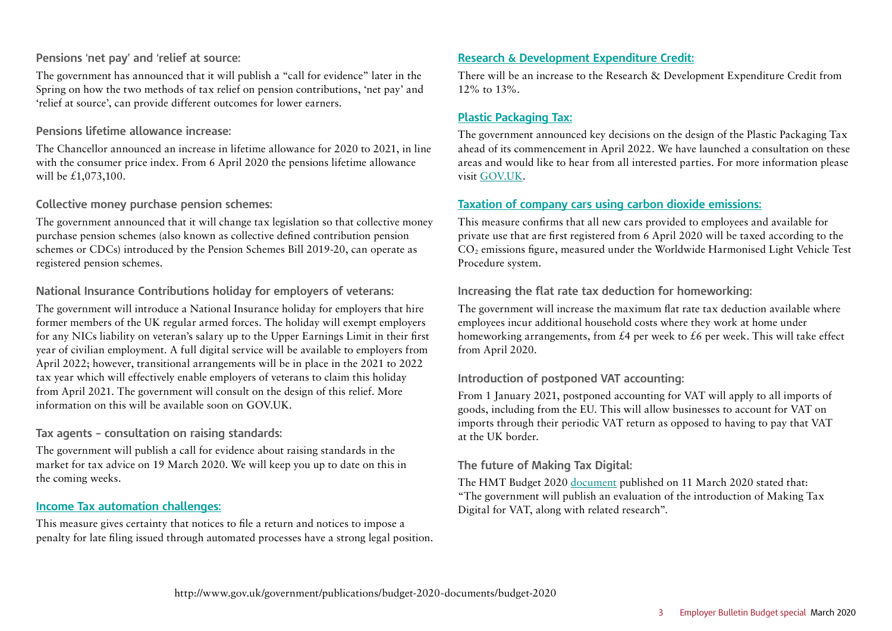### Pensions 'net pay' and 'relief at source':

The government has announced that it will publish a "call for evidence" later in the Spring on how the two methods of tax relief on pension contributions, 'net pay' and 'relief at source', can provide different outcomes for lower earners.

### Pensions lifetime allowance increase:

The Chancellor announced an increase in lifetime allowance for 2020 to 2021, in line with the consumer price index. From 6 April 2020 the pensions lifetime allowance will be £1,073,100.

### Collective money purchase pension schemes:

The government announced that it will change tax legislation so that collective money purchase pension schemes (also known as collective defined contribution pension schemes or CDCs) introduced by the Pension Schemes Bill 2019-20, can operate as registered pension schemes.

### National Insurance Contributions holiday for employers of veterans:

The government will introduce a National Insurance holiday for employers that hire former members of the UK regular armed forces. The holiday will exempt employers for any NICs liability on veteran's salary up to the Upper Earnings Limit in their first year of civilian employment. A full digital service will be available to employers from April 2022; however, transitional arrangements will be in place in the 2021 to 2022 tax year which will effectively enable employers of veterans to claim this holiday from April 2021. The government will consult on the design of this relief. More information on this will be available soon on GOV.UK.

### Tax agents – consultation on raising standards:

The government will publish a call for evidence about raising standards in the market for tax advice on 19 March 2020. We will keep you up to date on this in the coming weeks.

### Income Tax automation challenges:

This measure gives certainty that notices to file a return and notices to impose a penalty for late filing issued through automated processes have a strong legal position.

### Research & Development Expenditure Credit:

There will be an increase to the Research & Development Expenditure Credit from 12% to 13%.

### Plastic Packaging Tax:

The government announced key decisions on the design of the Plastic Packaging Tax ahead of its commencement in April 2022. We have launched a consultation on these areas and would like to hear from all interested parties. For more information please visit GOV.UK.

### Taxation of company cars using carbon dioxide emissions:

This measure confirms that all new cars provided to employees and available for private use that are first registered from 6 April 2020 will be taxed according to the $CO_2$ emissions figure, measured under the Worldwide Harmonised Light Vehicle Test Procedure system.

### Increasing the flat rate tax deduction for homeworking:

The government will increase the maximum flat rate tax deduction available where employees incur additional household costs where they work at home under homeworking arrangements, from £4 per week to £6 per week. This will take effect from April 2020.

### Introduction of postponed VAT accounting:

From 1 January 2021, postponed accounting for VAT will apply to all imports of goods, including from the EU. This will allow businesses to account for VAT on imports through their periodic VAT return as opposed to having to pay that VAT at the UK border.

### The future of Making Tax Digital:

The HMT Budget 2020 document published on 11 March 2020 stated that: "The government will publish an evaluation of the introduction of Making Tax Digital for VAT, along with related research".

http://www.gov.uk/government/publications/budget-2020-documents/budget-2020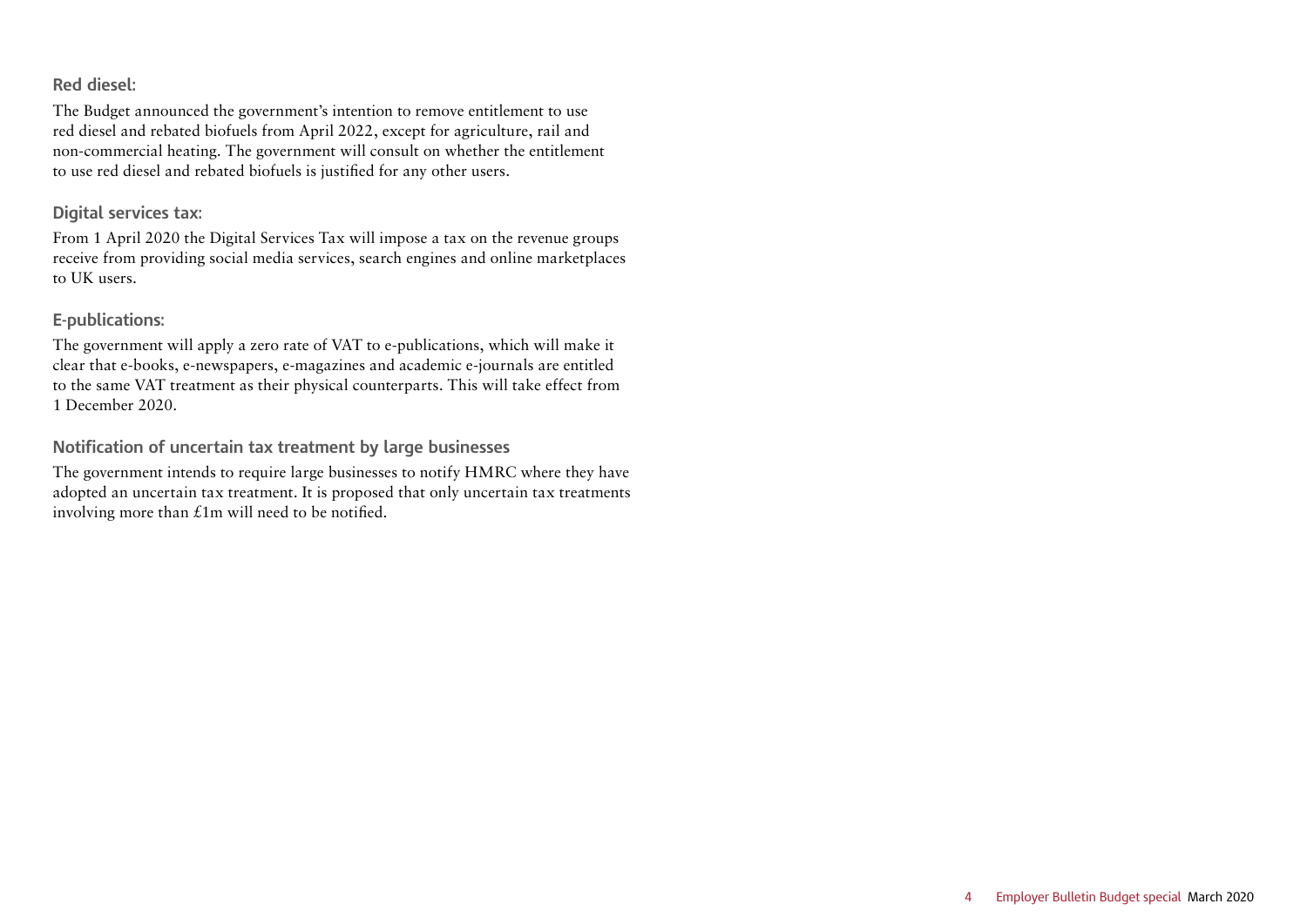### Red diesel:

The Budget announced the government's intention to remove entitlement to use red diesel and rebated biofuels from April 2022, except for agriculture, rail and non-commercial heating. The government will consult on whether the entitlement to use red diesel and rebated biofuels is justified for any other users.

### Digital services tax:

From 1 April 2020 the Digital Services Tax will impose a tax on the revenue groups receive from providing social media services, search engines and online marketplaces to UK users.

### E-publications:

The government will apply a zero rate of VAT to e-publications, which will make it clear that e-books, e-newspapers, e-magazines and academic e-journals are entitled to the same VAT treatment as their physical counterparts. This will take effect from 1 December 2020.

### Notification of uncertain tax treatment by large businesses

The government intends to require large businesses to notify HMRC where they have adopted an uncertain tax treatment. It is proposed that only uncertain tax treatments involving more than £1m will need to be notified.